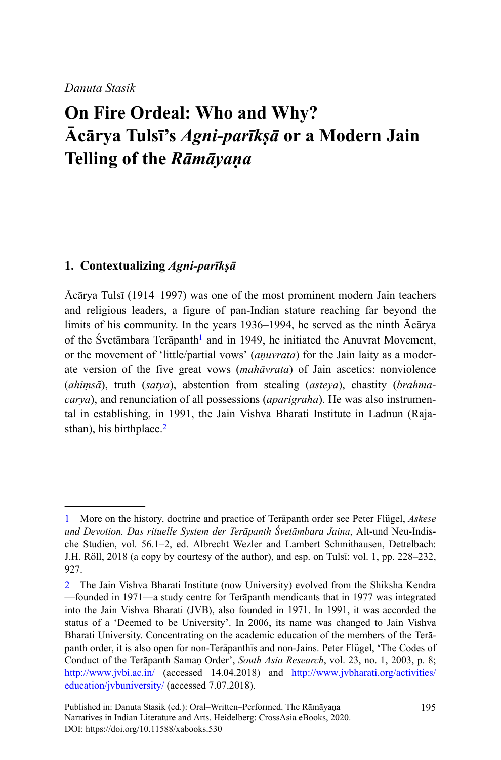*Danuta Stasik*

# On Fire Ordeal: Who and Why? Ācārya Tulsī's *Agni-parīkṣā* or a Modern Jain Telling of the *Rāmāyaṇa*

## 1. Contextualizing *Agni-parīkṣā*

Ācārya Tulsī (1914–1997) was one of the most prominent modern Jain teachers and religious leaders, a figure of pan-Indian stature reaching far beyond the limits of his community. In the years 1936–1994, he served as the ninth Ācārya of the Śvetāmbara Terāpanth[1] and in 1949, he initiated the Anuvrat Movement, or the movement of 'little/partial vows' (*aṇuvrata*) for the Jain laity as a moderate version of the five great vows (*mahāvrata*) of Jain ascetics: nonviolence (*ahiṃsā*), truth (*satya*), abstention from stealing (*asteya*), chastity (*brahmacarya*), and renunciation of all possessions (*aparigraha*). He was also instrumental in establishing, in 1991, the Jain Vishva Bharati Institute in Ladnun (Rajasthan), his birthplace.[2]

---

1 More on the history, doctrine and practice of Terāpanth order see Peter Flügel, *Askese und Devotion. Das rituelle System der Terāpanth Śvetāmbara Jaina*, Alt-und Neu-Indische Studien, vol. 56.1–2, ed. Albrecht Wezler and Lambert Schmithausen, Dettelbach: J.H. Röll, 2018 (a copy by courtesy of the author), and esp. on Tulsī: vol. 1, pp. 228–232, 927.

2 The Jain Vishva Bharati Institute (now University) evolved from the Shiksha Kendra —founded in 1971—a study centre for Terāpanth mendicants that in 1977 was integrated into the Jain Vishva Bharati (JVB), also founded in 1971. In 1991, it was accorded the status of a 'Deemed to be University'. In 2006, its name was changed to Jain Vishva Bharati University. Concentrating on the academic education of the members of the Terāpanth order, it is also open for non-Terāpanthīs and non-Jains. Peter Flügel, 'The Codes of Conduct of the Terāpanth Samaṇ Order', *South Asia Research*, vol. 23, no. 1, 2003, p. 8; http://www.jvbi.ac.in/ (accessed 14.04.2018) and http://www.jvbharati.org/activities/education/jvbuniversity/ (accessed 7.07.2018).

Published in: Danuta Stasik (ed.): Oral–Written–Performed. The Rāmāyaṇa Narratives in Indian Literature and Arts. Heidelberg: CrossAsia eBooks, 2020. DOI: https://doi.org/10.11588/xabooks.530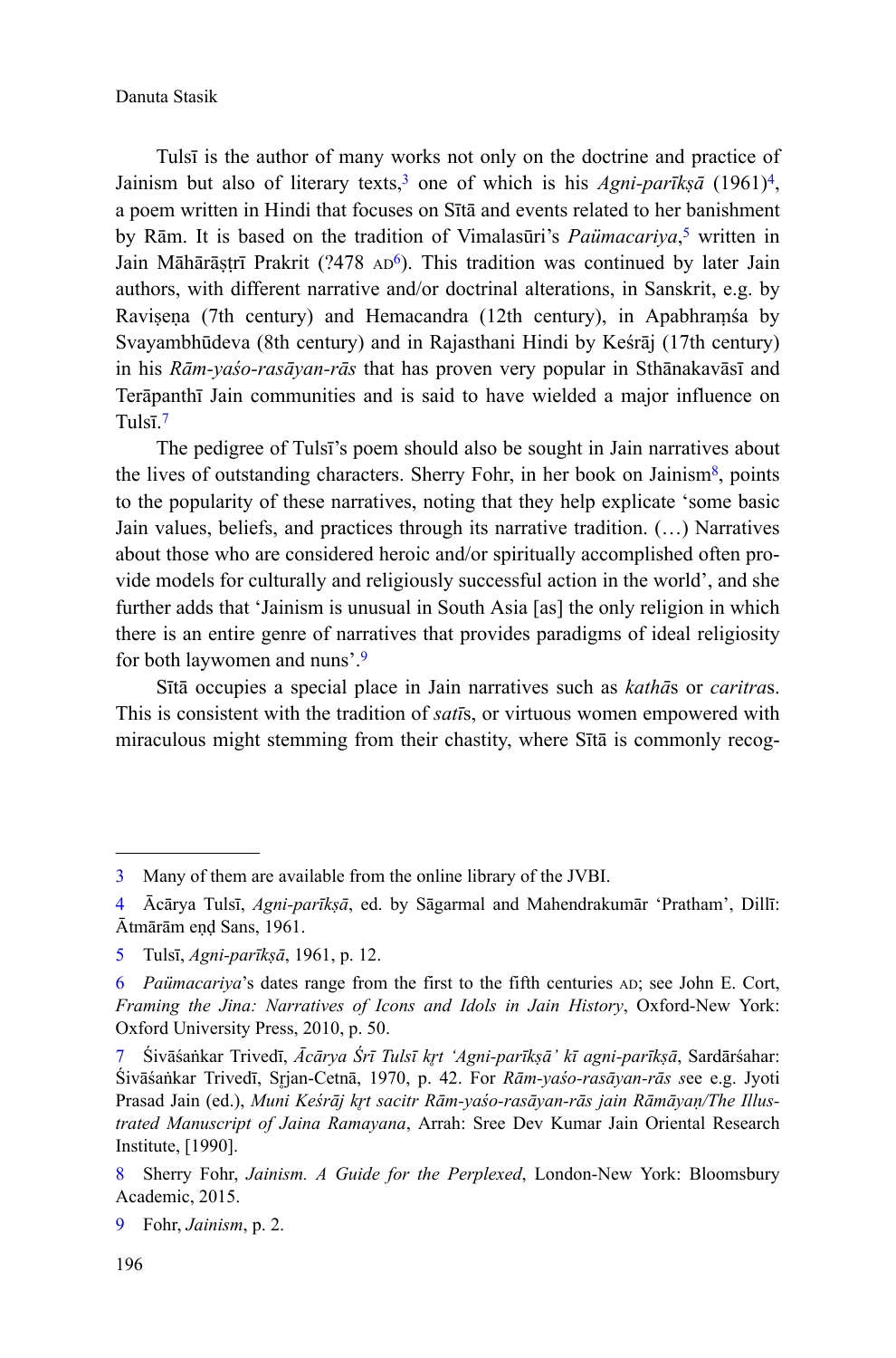Tulsī is the author of many works not only on the doctrine and practice of Jainism but also of literary texts,[3] one of which is his *Agni-parīkṣā* (1961)[4], a poem written in Hindi that focuses on Sītā and events related to her banishment by Rām. It is based on the tradition of Vimalasūri's *Paümacariya*,[5] written in Jain Māhārāṣṭrī Prakrit (?478 AD[6]). This tradition was continued by later Jain authors, with different narrative and/or doctrinal alterations, in Sanskrit, e.g. by Raviṣeṇa (7th century) and Hemacandra (12th century), in Apabhraṃśa by Svayambhūdeva (8th century) and in Rajasthani Hindi by Keśrāj (17th century) in his *Rām-yaśo-rasāyan-rās* that has proven very popular in Sthānakavāsī and Terāpanthī Jain communities and is said to have wielded a major influence on Tulsī.[7]

The pedigree of Tulsī's poem should also be sought in Jain narratives about the lives of outstanding characters. Sherry Fohr, in her book on Jainism[8], points to the popularity of these narratives, noting that they help explicate 'some basic Jain values, beliefs, and practices through its narrative tradition. (…) Narratives about those who are considered heroic and/or spiritually accomplished often provide models for culturally and religiously successful action in the world', and she further adds that 'Jainism is unusual in South Asia [as] the only religion in which there is an entire genre of narratives that provides paradigms of ideal religiosity for both laywomen and nuns'.[9]

Sītā occupies a special place in Jain narratives such as *kathā*s or *caritra*s. This is consistent with the tradition of *satī*s, or virtuous women empowered with miraculous might stemming from their chastity, where Sītā is commonly recog-

---

3 Many of them are available from the online library of the JVBI.

4 Ācārya Tulsī, *Agni-parīkṣā*, ed. by Sāgarmal and Mahendrakumār 'Pratham', Dillī: Ātmārām eṇḍ Sans, 1961.

5 Tulsī, *Agni-parīkṣā*, 1961, p. 12.

6 *Paümacariya*'s dates range from the first to the fifth centuries AD; see John E. Cort, *Framing the Jina: Narratives of Icons and Idols in Jain History*, Oxford-New York: Oxford University Press, 2010, p. 50.

7 Śivāśaṅkar Trivedī, *Ācārya Śrī Tulsī kṛt 'Agni-parīkṣā' kī agni-parīkṣā*, Sardārśahar: Śivāśaṅkar Trivedī, Sṛjan-Cetnā, 1970, p. 42. For *Rām-yaśo-rasāyan-rās* see e.g. Jyoti Prasad Jain (ed.), *Muni Keśrāj kṛt sacitr Rām-yaśo-rasāyan-rās jain Rāmāyaṇ/The Illustrated Manuscript of Jaina Ramayana*, Arrah: Sree Dev Kumar Jain Oriental Research Institute, [1990].

8 Sherry Fohr, *Jainism. A Guide for the Perplexed*, London-New York: Bloomsbury Academic, 2015.

9 Fohr, *Jainism*, p. 2.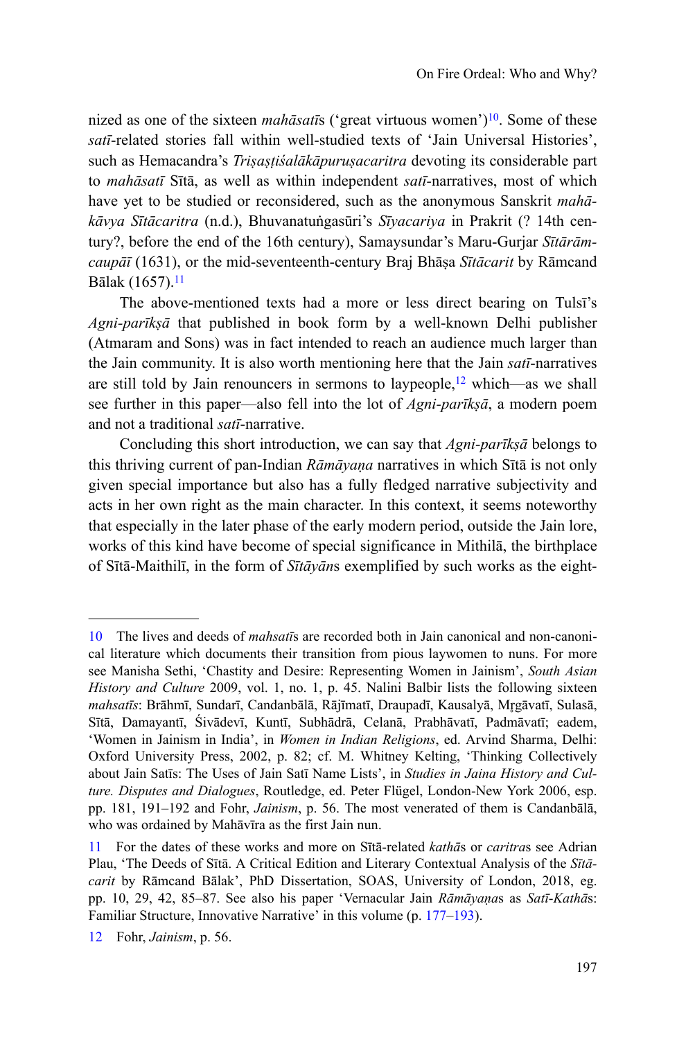nized as one of the sixteen *mahāsatī*s ('great virtuous women')[10]. Some of these *satī*-related stories fall within well-studied texts of 'Jain Universal Histories', such as Hemacandra's *Triṣaṣṭiśalākāpuruṣacaritra* devoting its considerable part to *mahāsatī* Sītā, as well as within independent *satī*-narratives, most of which have yet to be studied or reconsidered, such as the anonymous Sanskrit *mahākāvya Sītācaritra* (n.d.), Bhuvanatuṅgasūri's *Sīyacariya* in Prakrit (? 14th century?, before the end of the 16th century), Samaysundar's Maru-Gurjar *Sītārāmcaupāī* (1631), or the mid-seventeenth-century Braj Bhāṣa *Sītācarit* by Rāmcand Bālak (1657).[11]

The above-mentioned texts had a more or less direct bearing on Tulsī's *Agni-parīkṣā* that published in book form by a well-known Delhi publisher (Atmaram and Sons) was in fact intended to reach an audience much larger than the Jain community. It is also worth mentioning here that the Jain *satī*-narratives are still told by Jain renouncers in sermons to laypeople,[12] which—as we shall see further in this paper—also fell into the lot of *Agni-parīkṣā*, a modern poem and not a traditional *satī*-narrative.

Concluding this short introduction, we can say that *Agni-parīkṣā* belongs to this thriving current of pan-Indian *Rāmāyaṇa* narratives in which Sītā is not only given special importance but also has a fully fledged narrative subjectivity and acts in her own right as the main character. In this context, it seems noteworthy that especially in the later phase of the early modern period, outside the Jain lore, works of this kind have become of special significance in Mithilā, the birthplace of Sītā-Maithilī, in the form of *Sītāyān*s exemplified by such works as the eight-

---

10 The lives and deeds of *mahsatī*s are recorded both in Jain canonical and non-canonical literature which documents their transition from pious laywomen to nuns. For more see Manisha Sethi, 'Chastity and Desire: Representing Women in Jainism', *South Asian History and Culture* 2009, vol. 1, no. 1, p. 45. Nalini Balbir lists the following sixteen *mahsatīs*: Brāhmī, Sundarī, Candanbālā, Rājīmatī, Draupadī, Kausalyā, Mṛgāvatī, Sulasā, Sītā, Damayantī, Śivādevī, Kuntī, Subhādrā, Celanā, Prabhāvatī, Padmāvatī; eadem, 'Women in Jainism in India', in *Women in Indian Religions*, ed. Arvind Sharma, Delhi: Oxford University Press, 2002, p. 82; cf. M. Whitney Kelting, 'Thinking Collectively about Jain Satīs: The Uses of Jain Satī Name Lists', in *Studies in Jaina History and Culture. Disputes and Dialogues*, Routledge, ed. Peter Flügel, London-New York 2006, esp. pp. 181, 191–192 and Fohr, *Jainism*, p. 56. The most venerated of them is Candanbālā, who was ordained by Mahāvīra as the first Jain nun.

11 For the dates of these works and more on Sītā-related *kathā*s or *caritra*s see Adrian Plau, 'The Deeds of Sītā. A Critical Edition and Literary Contextual Analysis of the *Sītācarit* by Rāmcand Bālak', PhD Dissertation, SOAS, University of London, 2018, eg. pp. 10, 29, 42, 85–87. See also his paper 'Vernacular Jain *Rāmāyaṇa*s as *Satī-Kathā*s: Familiar Structure, Innovative Narrative' in this volume (p. 177–193).

12 Fohr, *Jainism*, p. 56.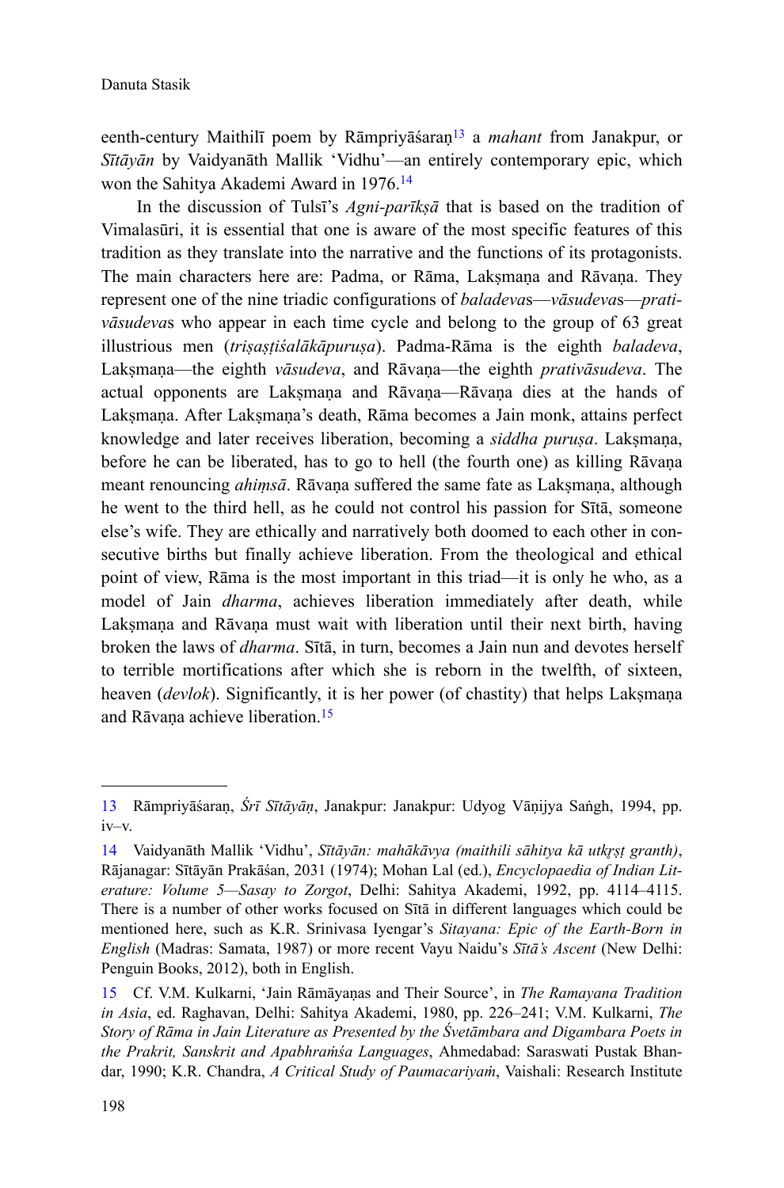eenth-century Maithilī poem by Rāmpriyāśaraṇ[13] a *mahant* from Janakpur, or *Sītāyān* by Vaidyanāth Mallik 'Vidhu'—an entirely contemporary epic, which won the Sahitya Akademi Award in 1976.[14]

In the discussion of Tulsī's *Agni-parīkṣā* that is based on the tradition of Vimalasūri, it is essential that one is aware of the most specific features of this tradition as they translate into the narrative and the functions of its protagonists. The main characters here are: Padma, or Rāma, Lakṣmaṇa and Rāvaṇa. They represent one of the nine triadic configurations of *baladeva*s—*vāsudeva*s—*prativāsudeva*s who appear in each time cycle and belong to the group of 63 great illustrious men (*triṣaṣṭiśalākāpuruṣa*). Padma-Rāma is the eighth *baladeva*, Lakṣmaṇa—the eighth *vāsudeva*, and Rāvaṇa—the eighth *prativāsudeva*. The actual opponents are Lakṣmaṇa and Rāvaṇa—Rāvaṇa dies at the hands of Lakṣmaṇa. After Lakṣmaṇa's death, Rāma becomes a Jain monk, attains perfect knowledge and later receives liberation, becoming a *siddha puruṣa*. Lakṣmaṇa, before he can be liberated, has to go to hell (the fourth one) as killing Rāvaṇa meant renouncing *ahiṃsā*. Rāvaṇa suffered the same fate as Lakṣmaṇa, although he went to the third hell, as he could not control his passion for Sītā, someone else's wife. They are ethically and narratively both doomed to each other in consecutive births but finally achieve liberation. From the theological and ethical point of view, Rāma is the most important in this triad—it is only he who, as a model of Jain *dharma*, achieves liberation immediately after death, while Lakṣmaṇa and Rāvaṇa must wait with liberation until their next birth, having broken the laws of *dharma*. Sītā, in turn, becomes a Jain nun and devotes herself to terrible mortifications after which she is reborn in the twelfth, of sixteen, heaven (*devlok*). Significantly, it is her power (of chastity) that helps Lakṣmaṇa and Rāvaṇa achieve liberation.[15]

---

13 Rāmpriyāśaraṇ, *Śrī Sītāyāṇ*, Janakpur: Janakpur: Udyog Vāṇijya Saṅgh, 1994, pp. iv–v.

14 Vaidyanāth Mallik 'Vidhu', *Sītāyān: mahākāvya (maithili sāhitya kā utkṛṣṭ granth)*, Rājanagar: Sītāyān Prakāśan, 2031 (1974); Mohan Lal (ed.), *Encyclopaedia of Indian Literature: Volume 5—Sasay to Zorgot*, Delhi: Sahitya Akademi, 1992, pp. 4114–4115. There is a number of other works focused on Sītā in different languages which could be mentioned here, such as K.R. Srinivasa Iyengar's *Sitayana: Epic of the Earth-Born in English* (Madras: Samata, 1987) or more recent Vayu Naidu's *Sītā's Ascent* (New Delhi: Penguin Books, 2012), both in English.

15 Cf. V.M. Kulkarni, 'Jain Rāmāyaṇas and Their Source', in *The Ramayana Tradition in Asia*, ed. Raghavan, Delhi: Sahitya Akademi, 1980, pp. 226–241; V.M. Kulkarni, *The Story of Rāma in Jain Literature as Presented by the Śvetāmbara and Digambara Poets in the Prakrit, Sanskrit and Apabhraṁśa Languages*, Ahmedabad: Saraswati Pustak Bhandar, 1990; K.R. Chandra, *A Critical Study of Paumacariyaṁ*, Vaishali: Research Institute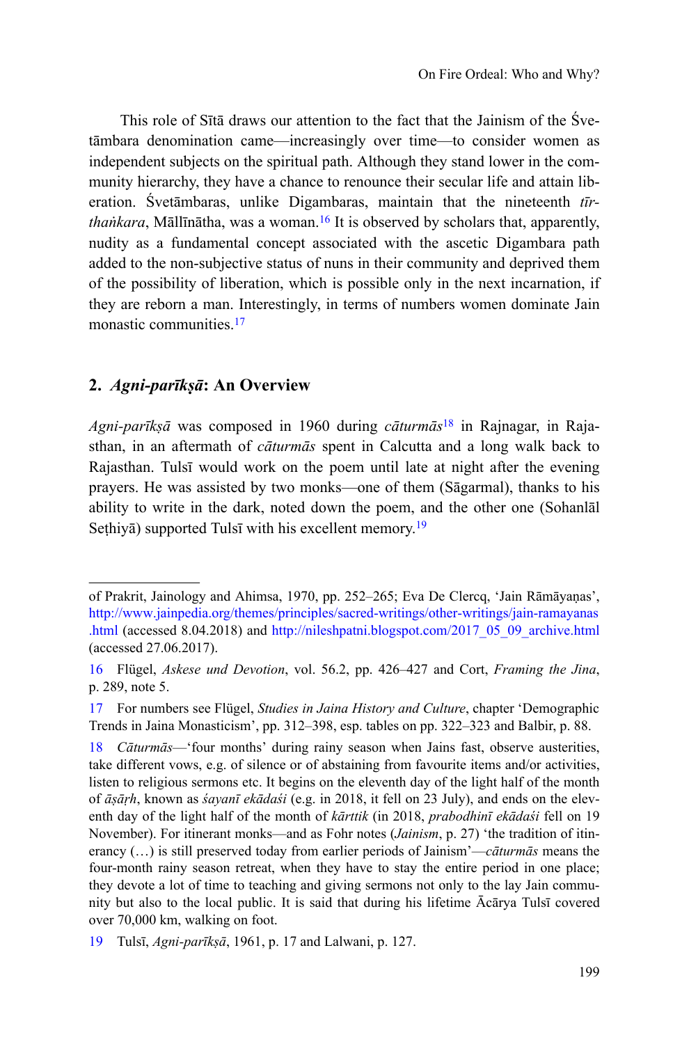This role of Sītā draws our attention to the fact that the Jainism of the Śvetāmbara denomination came—increasingly over time—to consider women as independent subjects on the spiritual path. Although they stand lower in the community hierarchy, they have a chance to renounce their secular life and attain liberation. Śvetāmbaras, unlike Digambaras, maintain that the nineteenth *tīrthaṅkara*, Māllīnātha, was a woman.[16] It is observed by scholars that, apparently, nudity as a fundamental concept associated with the ascetic Digambara path added to the non-subjective status of nuns in their community and deprived them of the possibility of liberation, which is possible only in the next incarnation, if they are reborn a man. Interestingly, in terms of numbers women dominate Jain monastic communities.[17]

## 2. *Agni-parīkṣā*: An Overview

*Agni-parīkṣā* was composed in 1960 during *cāturmās*[18] in Rajnagar, in Rajasthan, in an aftermath of *cāturmās* spent in Calcutta and a long walk back to Rajasthan. Tulsī would work on the poem until late at night after the evening prayers. He was assisted by two monks—one of them (Sāgarmal), thanks to his ability to write in the dark, noted down the poem, and the other one (Sohanlāl Seṭhiyā) supported Tulsī with his excellent memory.[19]

---

of Prakrit, Jainology and Ahimsa, 1970, pp. 252–265; Eva De Clercq, 'Jain Rāmāyaṇas', http://www.jainpedia.org/themes/principles/sacred-writings/other-writings/jain-ramayanas.html (accessed 8.04.2018) and http://nileshpatni.blogspot.com/2017_05_09_archive.html (accessed 27.06.2017).

16 Flügel, *Askese und Devotion*, vol. 56.2, pp. 426–427 and Cort, *Framing the Jina*, p. 289, note 5.

17 For numbers see Flügel, *Studies in Jaina History and Culture*, chapter 'Demographic Trends in Jaina Monasticism', pp. 312–398, esp. tables on pp. 322–323 and Balbir, p. 88.

18 *Cāturmās*—'four months' during rainy season when Jains fast, observe austerities, take different vows, e.g. of silence or of abstaining from favourite items and/or activities, listen to religious sermons etc. It begins on the eleventh day of the light half of the month of *āṣāṛh*, known as *śayanī ekādaśi* (e.g. in 2018, it fell on 23 July), and ends on the eleventh day of the light half of the month of *kārttik* (in 2018, *prabodhinī ekādaśi* fell on 19 November). For itinerant monks—and as Fohr notes (*Jainism*, p. 27) 'the tradition of itinerancy (…) is still preserved today from earlier periods of Jainism'—*cāturmās* means the four-month rainy season retreat, when they have to stay the entire period in one place; they devote a lot of time to teaching and giving sermons not only to the lay Jain community but also to the local public. It is said that during his lifetime Ācārya Tulsī covered over 70,000 km, walking on foot.

19 Tulsī, *Agni-parīkṣā*, 1961, p. 17 and Lalwani, p. 127.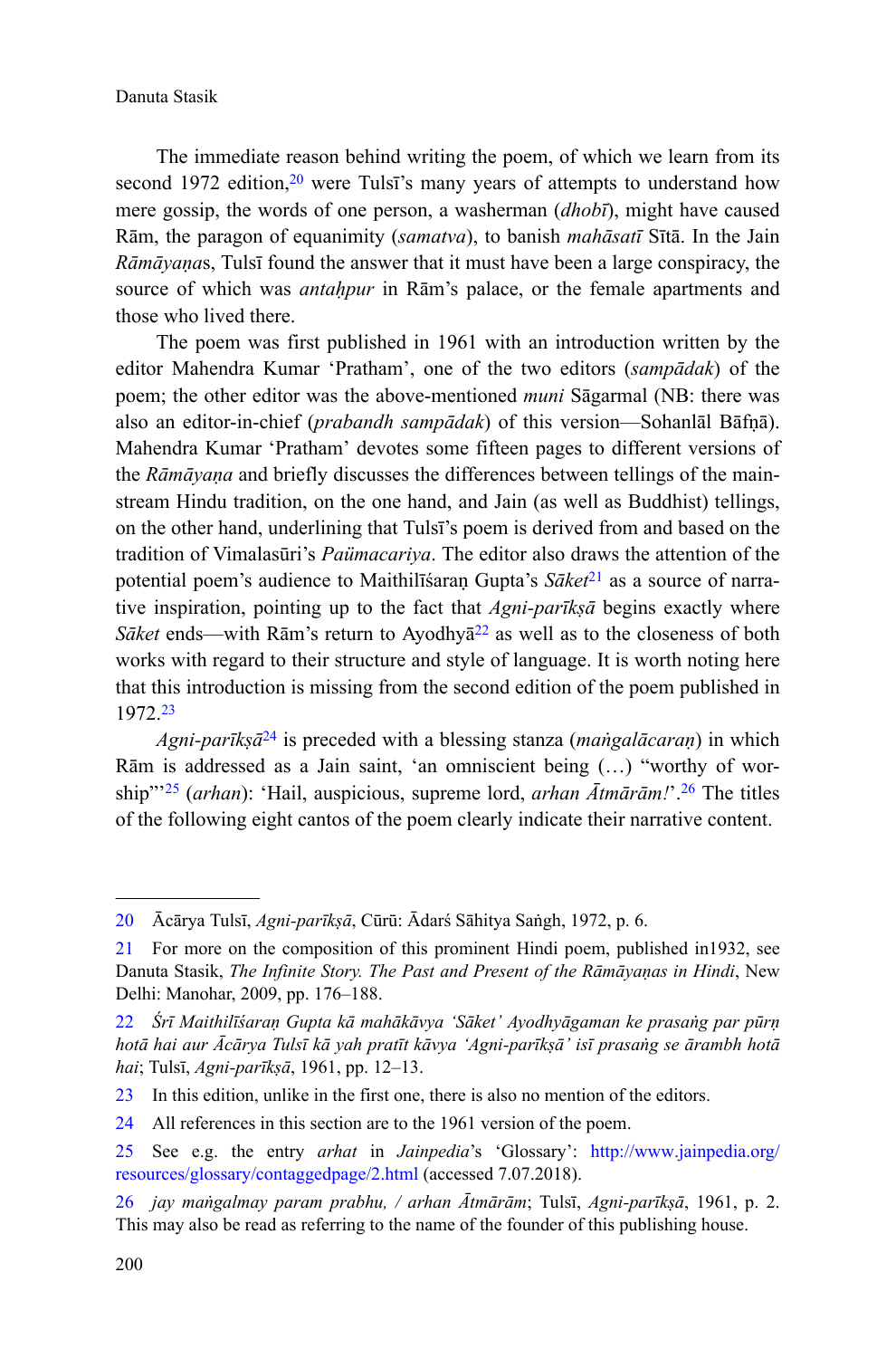The immediate reason behind writing the poem, of which we learn from its second 1972 edition,[20] were Tulsī's many years of attempts to understand how mere gossip, the words of one person, a washerman (*dhobī*), might have caused Rām, the paragon of equanimity (*samatva*), to banish *mahāsatī* Sītā. In the Jain *Rāmāyaṇa*s, Tulsī found the answer that it must have been a large conspiracy, the source of which was *antaḥpur* in Rām's palace, or the female apartments and those who lived there.

The poem was first published in 1961 with an introduction written by the editor Mahendra Kumar 'Pratham', one of the two editors (*sampādak*) of the poem; the other editor was the above-mentioned *muni* Sāgarmal (NB: there was also an editor-in-chief (*prabandh sampādak*) of this version—Sohanlāl Bāfṇā). Mahendra Kumar 'Pratham' devotes some fifteen pages to different versions of the *Rāmāyaṇa* and briefly discusses the differences between tellings of the mainstream Hindu tradition, on the one hand, and Jain (as well as Buddhist) tellings, on the other hand, underlining that Tulsī's poem is derived from and based on the tradition of Vimalasūri's *Paümacariya*. The editor also draws the attention of the potential poem's audience to Maithilīśaraṇ Gupta's *Sāket*[21] as a source of narrative inspiration, pointing up to the fact that *Agni-parīkṣā* begins exactly where *Sāket* ends—with Rām's return to Ayodhyā[22] as well as to the closeness of both works with regard to their structure and style of language. It is worth noting here that this introduction is missing from the second edition of the poem published in 1972.[23]

*Agni-parīkṣā*[24] is preceded with a blessing stanza (*maṅgalācaraṇ*) in which Rām is addressed as a Jain saint, 'an omniscient being (…) "worthy of worship"'[25] (*arhan*): 'Hail, auspicious, supreme lord, *arhan Ātmārām!*'.[26] The titles of the following eight cantos of the poem clearly indicate their narrative content.

---

20 Ācārya Tulsī, *Agni-parīkṣā*, Cūrū: Ādarś Sāhitya Saṅgh, 1972, p. 6.

21 For more on the composition of this prominent Hindi poem, published in1932, see Danuta Stasik, *The Infinite Story. The Past and Present of the Rāmāyaṇas in Hindi*, New Delhi: Manohar, 2009, pp. 176–188.

22 *Śrī Maithilīśaraṇ Gupta kā mahākāvya 'Sāket' Ayodhyāgaman ke prasaṅg par pūrṇ hotā hai aur Ācārya Tulsī kā yah pratīt kāvya 'Agni-parīkṣā' isī prasaṅg se ārambh hotā hai*; Tulsī, *Agni-parīkṣā*, 1961, pp. 12–13.

23 In this edition, unlike in the first one, there is also no mention of the editors.

24 All references in this section are to the 1961 version of the poem.

25 See e.g. the entry *arhat* in *Jainpedia*'s 'Glossary': http://www.jainpedia.org/resources/glossary/contaggedpage/2.html (accessed 7.07.2018).

26 *jay maṅgalmay param prabhu, / arhan Ātmārām*; Tulsī, *Agni-parīkṣā*, 1961, p. 2. This may also be read as referring to the name of the founder of this publishing house.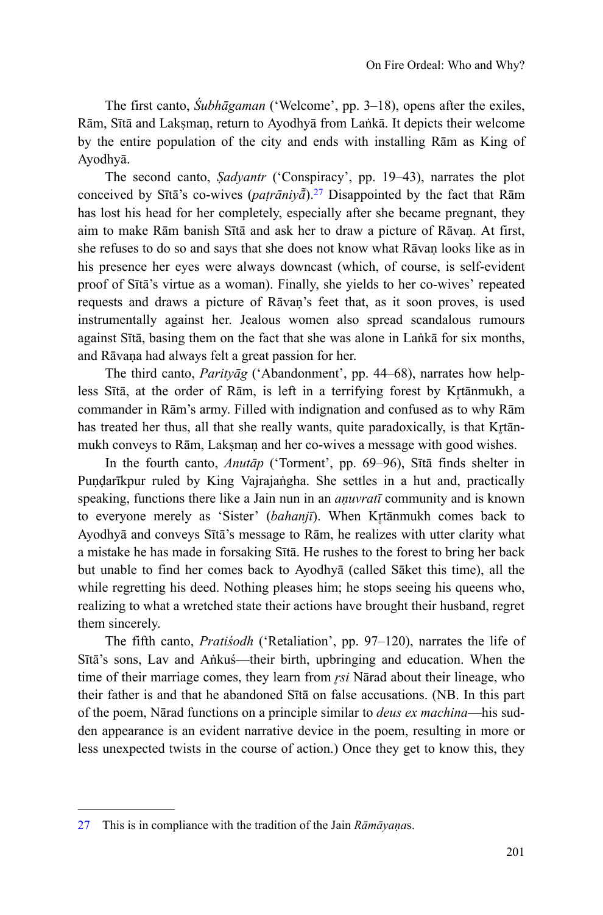The first canto, *Śubhāgaman* ('Welcome', pp. 3–18), opens after the exiles, Rām, Sītā and Lakṣmaṇ, return to Ayodhyā from Laṅkā. It depicts their welcome by the entire population of the city and ends with installing Rām as King of Ayodhyā.

The second canto, *Ṣaḍyantr* ('Conspiracy', pp. 19–43), narrates the plot conceived by Sītā's co-wives (*paṭrāniyā̃*).[27] Disappointed by the fact that Rām has lost his head for her completely, especially after she became pregnant, they aim to make Rām banish Sītā and ask her to draw a picture of Rāvaṇ. At first, she refuses to do so and says that she does not know what Rāvaṇ looks like as in his presence her eyes were always downcast (which, of course, is self-evident proof of Sītā's virtue as a woman). Finally, she yields to her co-wives' repeated requests and draws a picture of Rāvaṇ's feet that, as it soon proves, is used instrumentally against her. Jealous women also spread scandalous rumours against Sītā, basing them on the fact that she was alone in Laṅkā for six months, and Rāvaṇa had always felt a great passion for her.

The third canto, *Parityāg* ('Abandonment', pp. 44–68), narrates how helpless Sītā, at the order of Rām, is left in a terrifying forest by Kr̥tānmukh, a commander in Rām's army. Filled with indignation and confused as to why Rām has treated her thus, all that she really wants, quite paradoxically, is that Kr̥tānmukh conveys to Rām, Lakṣmaṇ and her co-wives a message with good wishes.

In the fourth canto, *Anutāp* ('Torment', pp. 69–96), Sītā finds shelter in Puṇḍarīkpur ruled by King Vajrajaṅgha. She settles in a hut and, practically speaking, functions there like a Jain nun in an *aṇuvratī* community and is known to everyone merely as 'Sister' (*bahanjī*). When Kr̥tānmukh comes back to Ayodhyā and conveys Sītā's message to Rām, he realizes with utter clarity what a mistake he has made in forsaking Sītā. He rushes to the forest to bring her back but unable to find her comes back to Ayodhyā (called Sāket this time), all the while regretting his deed. Nothing pleases him; he stops seeing his queens who, realizing to what a wretched state their actions have brought their husband, regret them sincerely.

The fifth canto, *Pratiśodh* ('Retaliation', pp. 97–120), narrates the life of Sītā's sons, Lav and Aṅkuś—their birth, upbringing and education. When the time of their marriage comes, they learn from *r̥si* Nārad about their lineage, who their father is and that he abandoned Sītā on false accusations. (NB. In this part of the poem, Nārad functions on a principle similar to *deus ex machina*—his sudden appearance is an evident narrative device in the poem, resulting in more or less unexpected twists in the course of action.) Once they get to know this, they

---

27 This is in compliance with the tradition of the Jain *Rāmāyaṇa*s.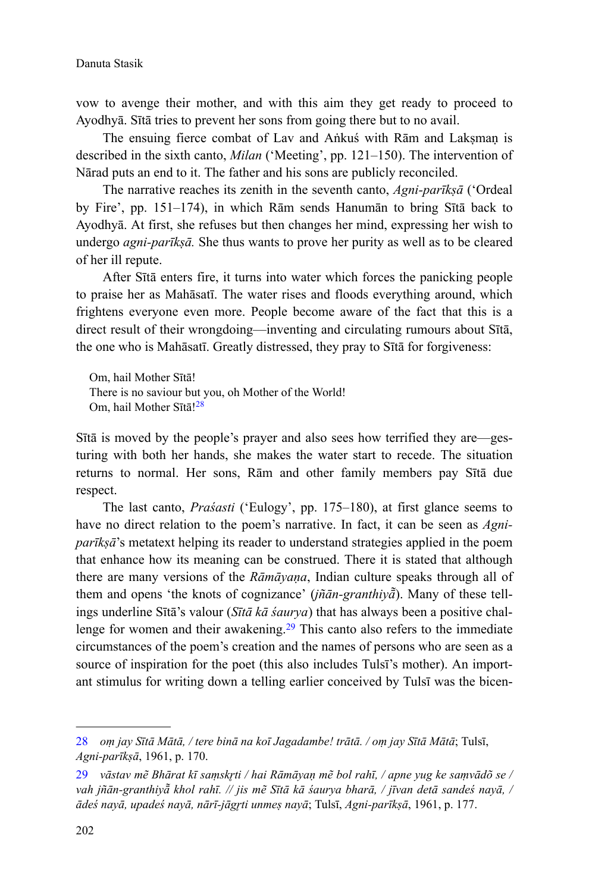vow to avenge their mother, and with this aim they get ready to proceed to Ayodhyā. Sītā tries to prevent her sons from going there but to no avail.

The ensuing fierce combat of Lav and Aṅkuś with Rām and Lakṣmaṇ is described in the sixth canto, *Milan* ('Meeting', pp. 121–150). The intervention of Nārad puts an end to it. The father and his sons are publicly reconciled.

The narrative reaches its zenith in the seventh canto, *Agni-parīkṣā* ('Ordeal by Fire', pp. 151–174), in which Rām sends Hanumān to bring Sītā back to Ayodhyā. At first, she refuses but then changes her mind, expressing her wish to undergo *agni-parīkṣā.* She thus wants to prove her purity as well as to be cleared of her ill repute.

After Sītā enters fire, it turns into water which forces the panicking people to praise her as Mahāsatī. The water rises and floods everything around, which frightens everyone even more. People become aware of the fact that this is a direct result of their wrongdoing—inventing and circulating rumours about Sītā, the one who is Mahāsatī. Greatly distressed, they pray to Sītā for forgiveness:

> Om, hail Mother Sītā!
> There is no saviour but you, oh Mother of the World!
> Om, hail Mother Sītā![28]

Sītā is moved by the people's prayer and also sees how terrified they are—gesturing with both her hands, she makes the water start to recede. The situation returns to normal. Her sons, Rām and other family members pay Sītā due respect.

The last canto, *Praśasti* ('Eulogy', pp. 175–180), at first glance seems to have no direct relation to the poem's narrative. In fact, it can be seen as *Agni-parīkṣā*'s metatext helping its reader to understand strategies applied in the poem that enhance how its meaning can be construed. There it is stated that although there are many versions of the *Rāmāyaṇa*, Indian culture speaks through all of them and opens 'the knots of cognizance' (*jñān-granthiyā̃*). Many of these tellings underline Sītā's valour (*Sītā kā śaurya*) that has always been a positive challenge for women and their awakening.[29] This canto also refers to the immediate circumstances of the poem's creation and the names of persons who are seen as a source of inspiration for the poet (this also includes Tulsī's mother). An important stimulus for writing down a telling earlier conceived by Tulsī was the bicen-

---

28 *oṃ jay Sītā Mātā, / tere binā na koī Jagadambe! trātā. / oṃ jay Sītā Mātā*; Tulsī, *Agni-parīkṣā*, 1961, p. 170.

29 *vāstav mẽ Bhārat kī saṃskṛti / hai Rāmāyaṇ mẽ bol rahī, / apne yug ke saṃvādõ se / vah jñān-granthiyā̃ khol rahī. // jis mẽ Sītā kā śaurya bharā, / jīvan detā sandeś nayā, / ādeś nayā, upadeś nayā, nārī-jāgṛti unmeṣ nayā*; Tulsī, *Agni-parīkṣā*, 1961, p. 177.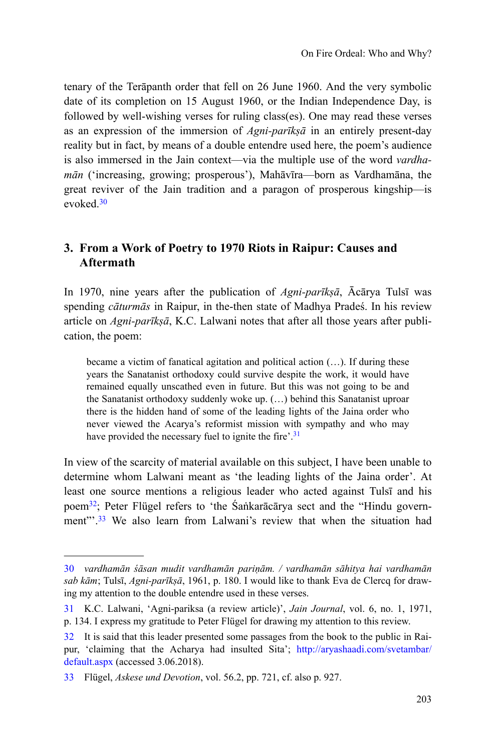tenary of the Terāpanth order that fell on 26 June 1960. And the very symbolic date of its completion on 15 August 1960, or the Indian Independence Day, is followed by well-wishing verses for ruling class(es). One may read these verses as an expression of the immersion of *Agni-parīkṣā* in an entirely present-day reality but in fact, by means of a double entendre used here, the poem's audience is also immersed in the Jain context—via the multiple use of the word *vardhamān* ('increasing, growing; prosperous'), Mahāvīra—born as Vardhamāna, the great reviver of the Jain tradition and a paragon of prosperous kingship—is evoked.[30]

## 3. From a Work of Poetry to 1970 Riots in Raipur: Causes and Aftermath

In 1970, nine years after the publication of *Agni-parīkṣā*, Ācārya Tulsī was spending *cāturmās* in Raipur, in the-then state of Madhya Pradeś. In his review article on *Agni-parīkṣā*, K.C. Lalwani notes that after all those years after publication, the poem:

> became a victim of fanatical agitation and political action (…). If during these years the Sanatanist orthodoxy could survive despite the work, it would have remained equally unscathed even in future. But this was not going to be and the Sanatanist orthodoxy suddenly woke up. (…) behind this Sanatanist uproar there is the hidden hand of some of the leading lights of the Jaina order who never viewed the Acarya's reformist mission with sympathy and who may have provided the necessary fuel to ignite the fire'.[31]

In view of the scarcity of material available on this subject, I have been unable to determine whom Lalwani meant as 'the leading lights of the Jaina order'. At least one source mentions a religious leader who acted against Tulsī and his poem[32]; Peter Flügel refers to 'the Śaṅkarācārya sect and the "Hindu government"'.[33] We also learn from Lalwani's review that when the situation had

---

30 *vardhamān śāsan mudit vardhamān pariṇām. / vardhamān sāhitya hai vardhamān sab kām*; Tulsī, *Agni-parīkṣā*, 1961, p. 180. I would like to thank Eva de Clercq for drawing my attention to the double entendre used in these verses.

31 K.C. Lalwani, 'Agni-pariksa (a review article)', *Jain Journal*, vol. 6, no. 1, 1971, p. 134. I express my gratitude to Peter Flügel for drawing my attention to this review.

32 It is said that this leader presented some passages from the book to the public in Raipur, 'claiming that the Acharya had insulted Sita'; http://aryashaadi.com/svetambar/default.aspx (accessed 3.06.2018).

33 Flügel, *Askese und Devotion*, vol. 56.2, pp. 721, cf. also p. 927.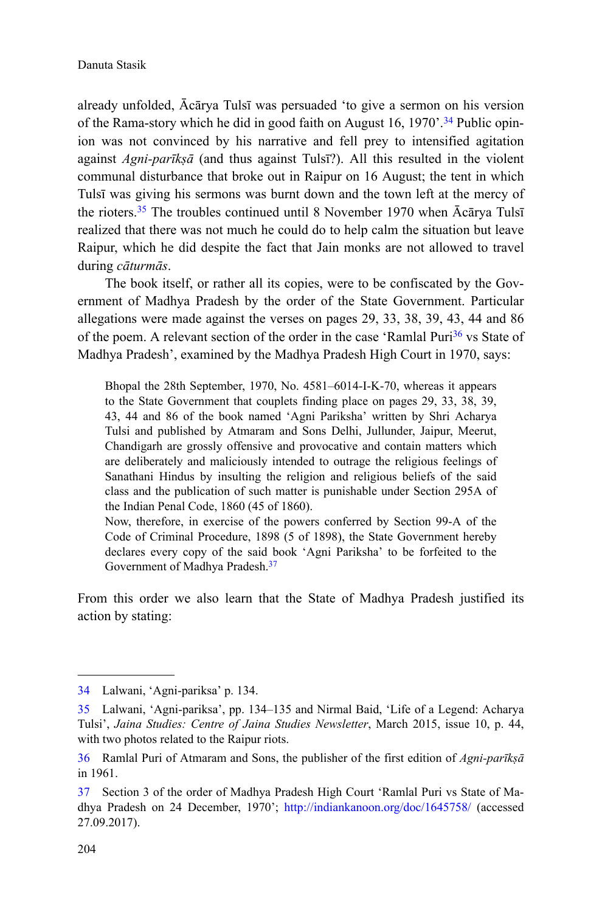already unfolded, Ācārya Tulsī was persuaded 'to give a sermon on his version of the Rama-story which he did in good faith on August 16, 1970'.[34] Public opinion was not convinced by his narrative and fell prey to intensified agitation against *Agni-parīkṣā* (and thus against Tulsī?). All this resulted in the violent communal disturbance that broke out in Raipur on 16 August; the tent in which Tulsī was giving his sermons was burnt down and the town left at the mercy of the rioters.[35] The troubles continued until 8 November 1970 when Ācārya Tulsī realized that there was not much he could do to help calm the situation but leave Raipur, which he did despite the fact that Jain monks are not allowed to travel during *cāturmās*.

The book itself, or rather all its copies, were to be confiscated by the Government of Madhya Pradesh by the order of the State Government. Particular allegations were made against the verses on pages 29, 33, 38, 39, 43, 44 and 86 of the poem. A relevant section of the order in the case 'Ramlal Puri[36] vs State of Madhya Pradesh', examined by the Madhya Pradesh High Court in 1970, says:

> Bhopal the 28th September, 1970, No. 4581–6014-I-K-70, whereas it appears to the State Government that couplets finding place on pages 29, 33, 38, 39, 43, 44 and 86 of the book named 'Agni Pariksha' written by Shri Acharya Tulsi and published by Atmaram and Sons Delhi, Jullunder, Jaipur, Meerut, Chandigarh are grossly offensive and provocative and contain matters which are deliberately and maliciously intended to outrage the religious feelings of Sanathani Hindus by insulting the religion and religious beliefs of the said class and the publication of such matter is punishable under Section 295A of the Indian Penal Code, 1860 (45 of 1860).
>
> Now, therefore, in exercise of the powers conferred by Section 99-A of the Code of Criminal Procedure, 1898 (5 of 1898), the State Government hereby declares every copy of the said book 'Agni Pariksha' to be forfeited to the Government of Madhya Pradesh.[37]

From this order we also learn that the State of Madhya Pradesh justified its action by stating:

---

34 Lalwani, 'Agni-pariksa' p. 134.

35 Lalwani, 'Agni-pariksa', pp. 134–135 and Nirmal Baid, 'Life of a Legend: Acharya Tulsi', *Jaina Studies: Centre of Jaina Studies Newsletter*, March 2015, issue 10, p. 44, with two photos related to the Raipur riots.

36 Ramlal Puri of Atmaram and Sons, the publisher of the first edition of *Agni-parīkṣā* in 1961.

37 Section 3 of the order of Madhya Pradesh High Court 'Ramlal Puri vs State of Madhya Pradesh on 24 December, 1970'; http://indiankanoon.org/doc/1645758/ (accessed 27.09.2017).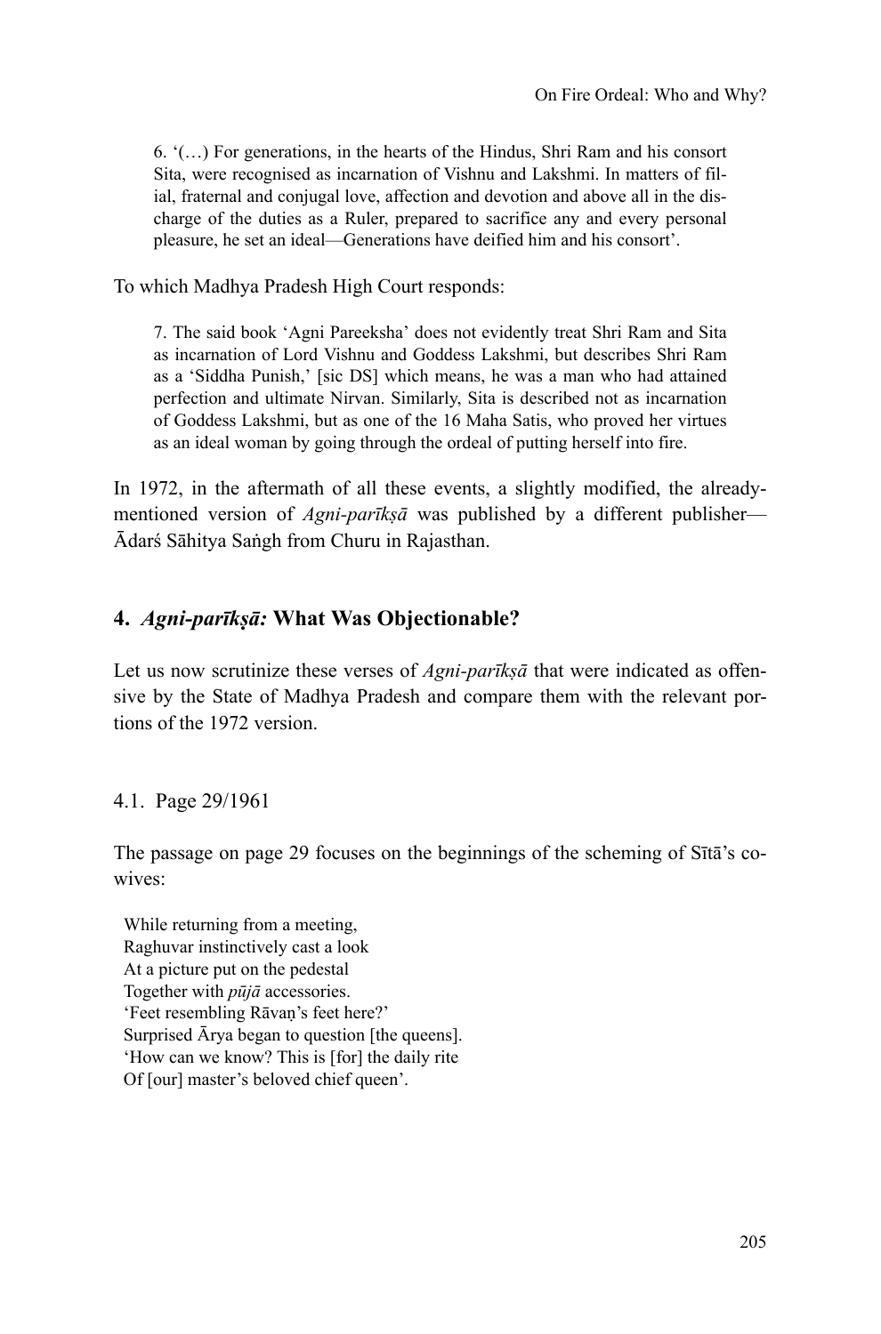> 6. '(…) For generations, in the hearts of the Hindus, Shri Ram and his consort Sita, were recognised as incarnation of Vishnu and Lakshmi. In matters of filial, fraternal and conjugal love, affection and devotion and above all in the discharge of the duties as a Ruler, prepared to sacrifice any and every personal pleasure, he set an ideal—Generations have deified him and his consort'.

To which Madhya Pradesh High Court responds:

> 7. The said book 'Agni Pareeksha' does not evidently treat Shri Ram and Sita as incarnation of Lord Vishnu and Goddess Lakshmi, but describes Shri Ram as a 'Siddha Punish,' [sic DS] which means, he was a man who had attained perfection and ultimate Nirvan. Similarly, Sita is described not as incarnation of Goddess Lakshmi, but as one of the 16 Maha Satis, who proved her virtues as an ideal woman by going through the ordeal of putting herself into fire.

In 1972, in the aftermath of all these events, a slightly modified, the already-mentioned version of *Agni-parīkṣā* was published by a different publisher—Ādarś Sāhitya Saṅgh from Churu in Rajasthan.

## 4. *Agni-parīkṣā:* What Was Objectionable?

Let us now scrutinize these verses of *Agni-parīkṣā* that were indicated as offensive by the State of Madhya Pradesh and compare them with the relevant portions of the 1972 version.

### 4.1. Page 29/1961

The passage on page 29 focuses on the beginnings of the scheming of Sītā's co-wives:

> While returning from a meeting,
> Raghuvar instinctively cast a look
> At a picture put on the pedestal
> Together with *pūjā* accessories.
> 'Feet resembling Rāvaṇ's feet here?'
> Surprised Ārya began to question [the queens].
> 'How can we know? This is [for] the daily rite
> Of [our] master's beloved chief queen'.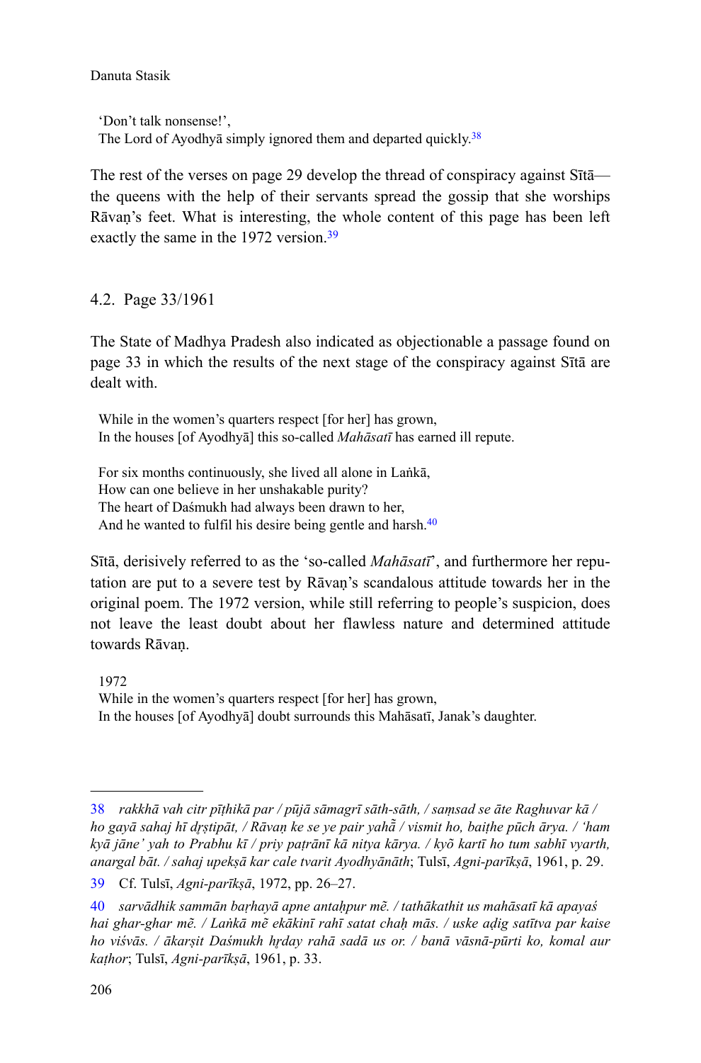'Don't talk nonsense!',
The Lord of Ayodhyā simply ignored them and departed quickly.[38]

The rest of the verses on page 29 develop the thread of conspiracy against Sītā—the queens with the help of their servants spread the gossip that she worships Rāvaṇ's feet. What is interesting, the whole content of this page has been left exactly the same in the 1972 version.[39]

## 4.2. Page 33/1961

The State of Madhya Pradesh also indicated as objectionable a passage found on page 33 in which the results of the next stage of the conspiracy against Sītā are dealt with.

> While in the women's quarters respect [for her] has grown,
> In the houses [of Ayodhyā] this so-called *Mahāsatī* has earned ill repute.
>
> For six months continuously, she lived all alone in Laṅkā,
> How can one believe in her unshakable purity?
> The heart of Daśmukh had always been drawn to her,
> And he wanted to fulfil his desire being gentle and harsh.[40]

Sītā, derisively referred to as the 'so-called *Mahāsatī*', and furthermore her reputation are put to a severe test by Rāvaṇ's scandalous attitude towards her in the original poem. The 1972 version, while still referring to people's suspicion, does not leave the least doubt about her flawless nature and determined attitude towards Rāvaṇ.

> 1972
> While in the women's quarters respect [for her] has grown,
> In the houses [of Ayodhyā] doubt surrounds this Mahāsatī, Janak's daughter.

---

38 *rakkhā vah citr pīṭhikā par / pūjā sāmagrī sāth-sāth, / saṃsad se āte Raghuvar kā / ho gayā sahaj hī dṛṣṭipāt, / Rāvaṇ ke se ye pair yahā̃ / vismit ho, baiṭhe pūch ārya. / 'ham kyā jāne' yah to Prabhu kī / priy paṭrānī kā nitya kārya. / kyõ kartī ho tum sabhī vyarth, anargal bāt. / sahaj upekṣā kar cale tvarit Ayodhyānāth*; Tulsī, *Agni-parīkṣā*, 1961, p. 29.

39 Cf. Tulsī, *Agni-parīkṣā*, 1972, pp. 26–27.

40 *sarvādhik sammān baṛhayā apne antaḥpur mẽ. / tathākathit us mahāsatī kā apayaś hai ghar-ghar mẽ. / Laṅkā mẽ ekākinī rahī satat chaḥ mās. / uske aḍig satītva par kaise ho viśvās. / ākarṣit Daśmukh hṛday rahā sadā us or. / banā vāsnā-pūrti ko, komal aur kaṭhor*; Tulsī, *Agni-parīkṣā*, 1961, p. 33.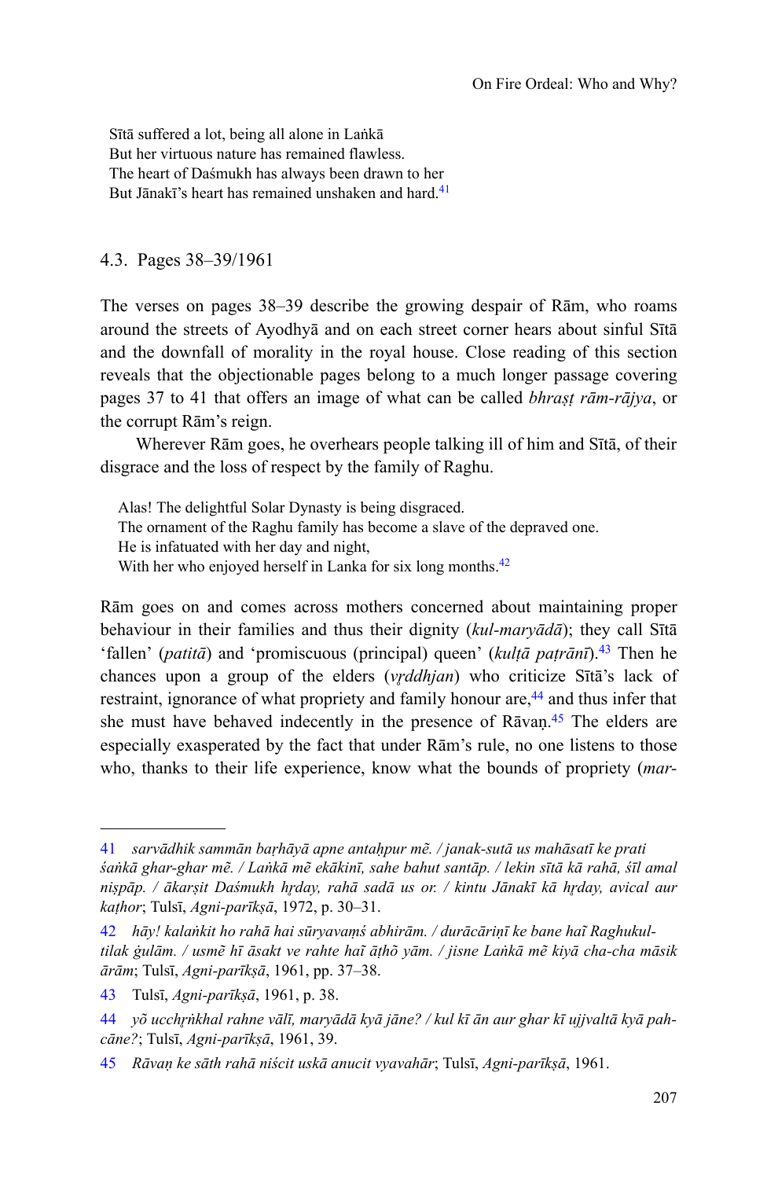Sītā suffered a lot, being all alone in Laṅkā
But her virtuous nature has remained flawless.
The heart of Daśmukh has always been drawn to her
But Jānakī's heart has remained unshaken and hard.[41]

### 4.3. Pages 38–39/1961

The verses on pages 38–39 describe the growing despair of Rām, who roams around the streets of Ayodhyā and on each street corner hears about sinful Sītā and the downfall of morality in the royal house. Close reading of this section reveals that the objectionable pages belong to a much longer passage covering pages 37 to 41 that offers an image of what can be called *bhraṣṭ rām-rājya*, or the corrupt Rām's reign.

Wherever Rām goes, he overhears people talking ill of him and Sītā, of their disgrace and the loss of respect by the family of Raghu.

Alas! The delightful Solar Dynasty is being disgraced.
The ornament of the Raghu family has become a slave of the depraved one.
He is infatuated with her day and night,
With her who enjoyed herself in Lanka for six long months.[42]

Rām goes on and comes across mothers concerned about maintaining proper behaviour in their families and thus their dignity (*kul-maryādā*); they call Sītā 'fallen' (*patitā*) and 'promiscuous (principal) queen' (*kulṭā paṭrānī*).[43] Then he chances upon a group of the elders (*vṛddhjan*) who criticize Sītā's lack of restraint, ignorance of what propriety and family honour are,[44] and thus infer that she must have behaved indecently in the presence of Rāvaṇ.[45] The elders are especially exasperated by the fact that under Rām's rule, no one listens to those who, thanks to their life experience, know what the bounds of propriety (*mar-*

---

41 *sarvādhik sammān baṛhāyā apne antaḥpur mẽ. / janak-sutā us mahāsatī ke prati śaṅkā ghar-ghar mẽ. / Laṅkā mẽ ekākinī, sahe bahut santāp. / lekin sītā kā rahā, śīl amal niṣpāp. / ākarṣit Daśmukh hṛday, rahā sadā us or. / kintu Jānakī kā hṛday, avical aur kaṭhor*; Tulsī, *Agni-parīkṣā*, 1972, p. 30–31.

42 *hāy! kalaṅkit ho rahā hai sūryavaṃś abhirām. / durācāriṇī ke bane haĩ Raghukul-tilak ġulām. / usmẽ hī āsakt ve rahte haĩ āṭhõ yām. / jisne Laṅkā mẽ kiyā cha-cha māsik ārām*; Tulsī, *Agni-parīkṣā*, 1961, pp. 37–38.

43 Tulsī, *Agni-parīkṣā*, 1961, p. 38.

44 *yõ ucchṛṅkhal rahne vālī, maryādā kyā jāne? / kul kī ān aur ghar kī ujjvaltā kyā pahcāne?*; Tulsī, *Agni-parīkṣā*, 1961, 39.

45 *Rāvaṇ ke sāth rahā niścit uskā anucit vyavahār*; Tulsī, *Agni-parīkṣā*, 1961.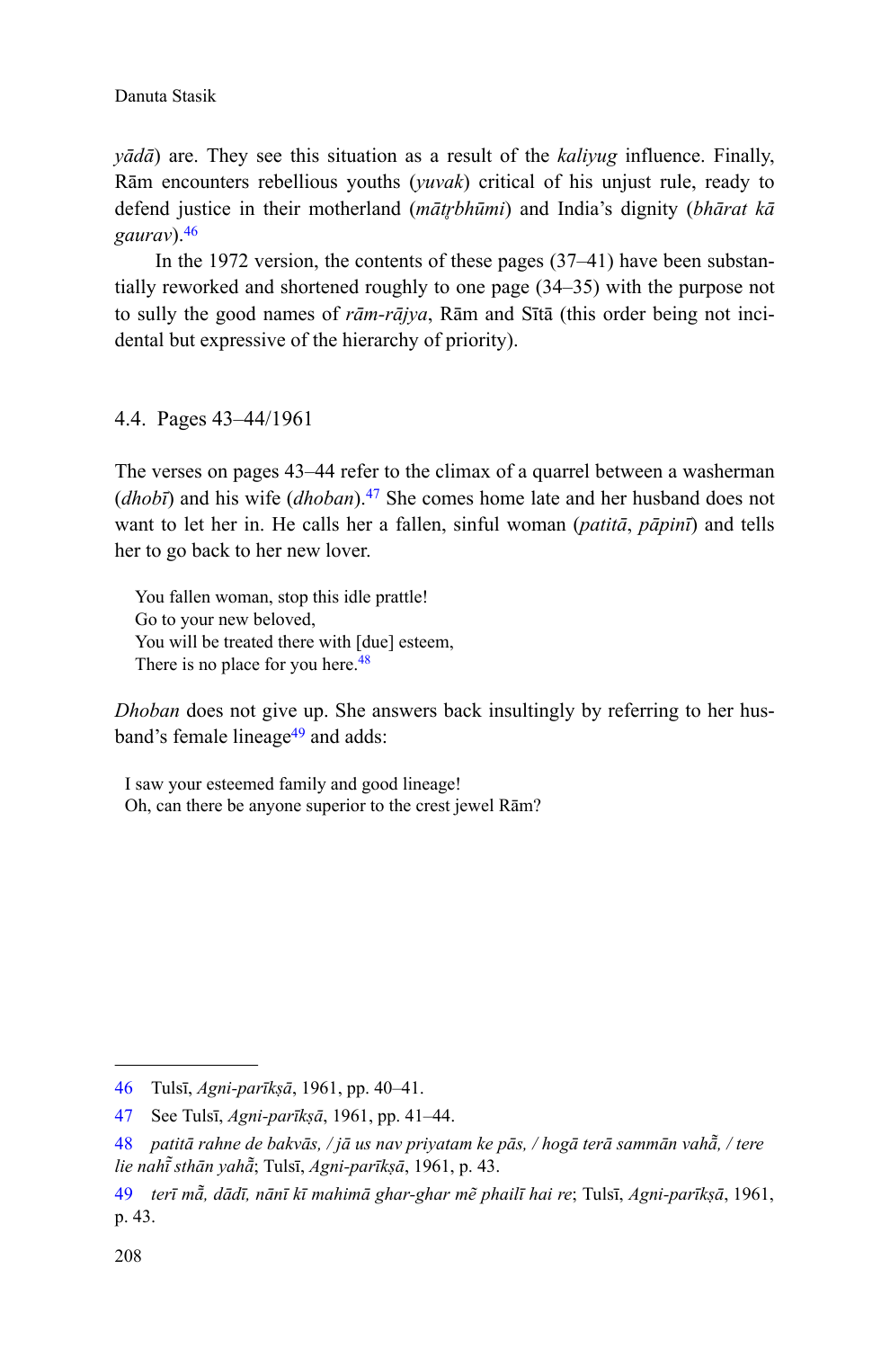*yādā*) are. They see this situation as a result of the *kaliyug* influence. Finally, Rām encounters rebellious youths (*yuvak*) critical of his unjust rule, ready to defend justice in their motherland (*mātṛbhūmi*) and India's dignity (*bhārat kā gaurav*).[46]

In the 1972 version, the contents of these pages (37–41) have been substantially reworked and shortened roughly to one page (34–35) with the purpose not to sully the good names of *rām-rājya*, Rām and Sītā (this order being not incidental but expressive of the hierarchy of priority).

### 4.4. Pages 43–44/1961

The verses on pages 43–44 refer to the climax of a quarrel between a washerman (*dhobī*) and his wife (*dhoban*).[47] She comes home late and her husband does not want to let her in. He calls her a fallen, sinful woman (*patitā*, *pāpinī*) and tells her to go back to her new lover.

> You fallen woman, stop this idle prattle!
> Go to your new beloved,
> You will be treated there with [due] esteem,
> There is no place for you here.[48]

*Dhoban* does not give up. She answers back insultingly by referring to her husband's female lineage[49] and adds:

> I saw your esteemed family and good lineage!
> Oh, can there be anyone superior to the crest jewel Rām?

---

46 Tulsī, *Agni-parīkṣā*, 1961, pp. 40–41.

47 See Tulsī, *Agni-parīkṣā*, 1961, pp. 41–44.

48 *patitā rahne de bakvās, / jā us nav priyatam ke pās, / hogā terā sammān vahā̃, / tere lie nahī̃ sthān yahā̃*; Tulsī, *Agni-parīkṣā*, 1961, p. 43.

49 *terī mā̃, dādī, nānī kī mahimā ghar-ghar mẽ phailī hai re*; Tulsī, *Agni-parīkṣā*, 1961, p. 43.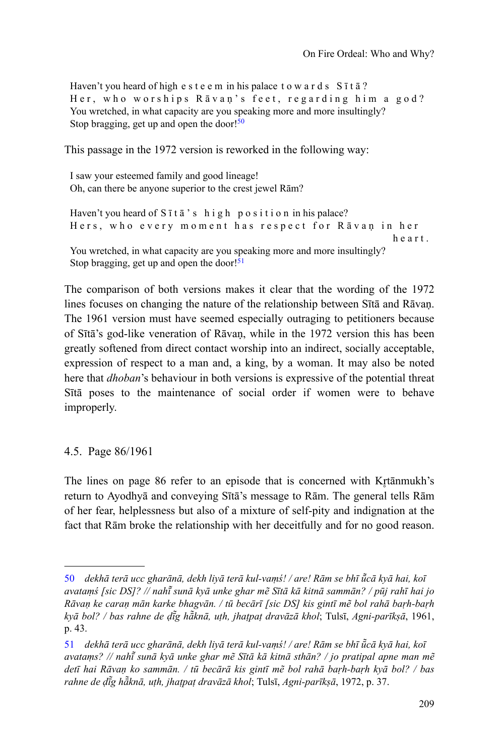> Haven't you heard of high esteem in his palace towards Sītā?
> Her, who worships Rāvaṇ's feet, regarding him a god?
> You wretched, in what capacity are you speaking more and more insultingly?
> Stop bragging, get up and open the door![50]

This passage in the 1972 version is reworked in the following way:

> I saw your esteemed family and good lineage!
> Oh, can there be anyone superior to the crest jewel Rām?
>
> Haven't you heard of Sītā's high position in his palace?
> Hers, who every moment has respect for Rāvaṇ in her heart.
> You wretched, in what capacity are you speaking more and more insultingly?
> Stop bragging, get up and open the door![51]

The comparison of both versions makes it clear that the wording of the 1972 lines focuses on changing the nature of the relationship between Sītā and Rāvaṇ. The 1961 version must have seemed especially outraging to petitioners because of Sītā's god-like veneration of Rāvaṇ, while in the 1972 version this has been greatly softened from direct contact worship into an indirect, socially acceptable, expression of respect to a man and, a king, by a woman. It may also be noted here that *dhoban*'s behaviour in both versions is expressive of the potential threat Sītā poses to the maintenance of social order if women were to behave improperly.

### 4.5. Page 86/1961

The lines on page 86 refer to an episode that is concerned with Kr̥tānmukh's return to Ayodhyā and conveying Sītā's message to Rām. The general tells Rām of her fear, helplessness but also of a mixture of self-pity and indignation at the fact that Rām broke the relationship with her deceitfully and for no good reason.

---

50 *dekhā terā ucc gharānā, dekh liyā terā kul-vaṃś! / are! Rām se bhī ū̃cā kyā hai, koī avataṃś [sic DS]? // nahī̃ sunā kyā unke ghar mẽ Sītā kā kitnā sammān? / pūj rahī hai jo Rāvaṇ ke caraṇ mān karke bhagvān. / tū becārī [sic DS] kis gintī mẽ bol rahā baṛh-baṛh kyā bol? / bas rahne de ḍī̃g hā̃knā, uṭh, jhaṭpaṭ dravāzā khol*; Tulsī, *Agni-parīkṣā*, 1961, p. 43.

51 *dekhā terā ucc gharānā, dekh liyā terā kul-vaṃś! / are! Rām se bhī ū̃cā kyā hai, koī avataṃs? // nahī̃ sunā kyā unke ghar mẽ Sītā kā kitnā sthān? / jo pratipal apne man mẽ detī hai Rāvaṇ ko sammān. / tū becārā kis gintī mẽ bol rahā baṛh-baṛh kyā bol? / bas rahne de ḍī̃g hā̃knā, uṭh, jhaṭpaṭ dravāzā khol*; Tulsī, *Agni-parīkṣā*, 1972, p. 37.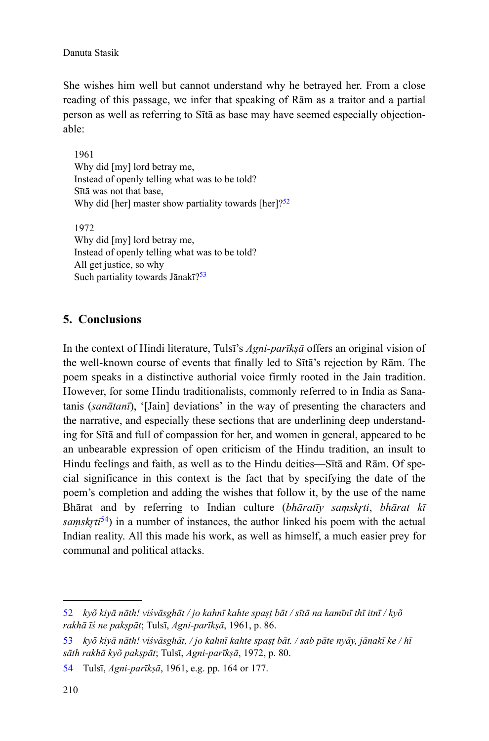She wishes him well but cannot understand why he betrayed her. From a close reading of this passage, we infer that speaking of Rām as a traitor and a partial person as well as referring to Sītā as base may have seemed especially objectionable:

> 1961
> Why did [my] lord betray me,
> Instead of openly telling what was to be told?
> Sītā was not that base,
> Why did [her] master show partiality towards [her]?[52]
>
> 1972
> Why did [my] lord betray me,
> Instead of openly telling what was to be told?
> All get justice, so why
> Such partiality towards Jānakī?[53]

## 5. Conclusions

In the context of Hindi literature, Tulsī's *Agni-parīkṣā* offers an original vision of the well-known course of events that finally led to Sītā's rejection by Rām. The poem speaks in a distinctive authorial voice firmly rooted in the Jain tradition. However, for some Hindu traditionalists, commonly referred to in India as Sanatanis (*sanātanī*), '[Jain] deviations' in the way of presenting the characters and the narrative, and especially these sections that are underlining deep understanding for Sītā and full of compassion for her, and women in general, appeared to be an unbearable expression of open criticism of the Hindu tradition, an insult to Hindu feelings and faith, as well as to the Hindu deities—Sītā and Rām. Of special significance in this context is the fact that by specifying the date of the poem's completion and adding the wishes that follow it, by the use of the name Bhārat and by referring to Indian culture (*bhāratīy saṃskṛti*, *bhārat kī saṃskṛti*[54]) in a number of instances, the author linked his poem with the actual Indian reality. All this made his work, as well as himself, a much easier prey for communal and political attacks.

---

52 *kyõ kiyā nāth! viśvāsghāt / jo kahnī kahte spaṣṭ bāt / sītā na kamīnī thī itnī / kyõ rakhā īś ne pakṣpāt*; Tulsī, *Agni-parīkṣā*, 1961, p. 86.

53 *kyõ kiyā nāth! viśvāsghāt, / jo kahnī kahte spaṣṭ bāt. / sab pāte nyāy, jānakī ke / hī sāth rakhā kyõ pakṣpāt*; Tulsī, *Agni-parīkṣā*, 1972, p. 80.

54 Tulsī, *Agni-parīkṣā*, 1961, e.g. pp. 164 or 177.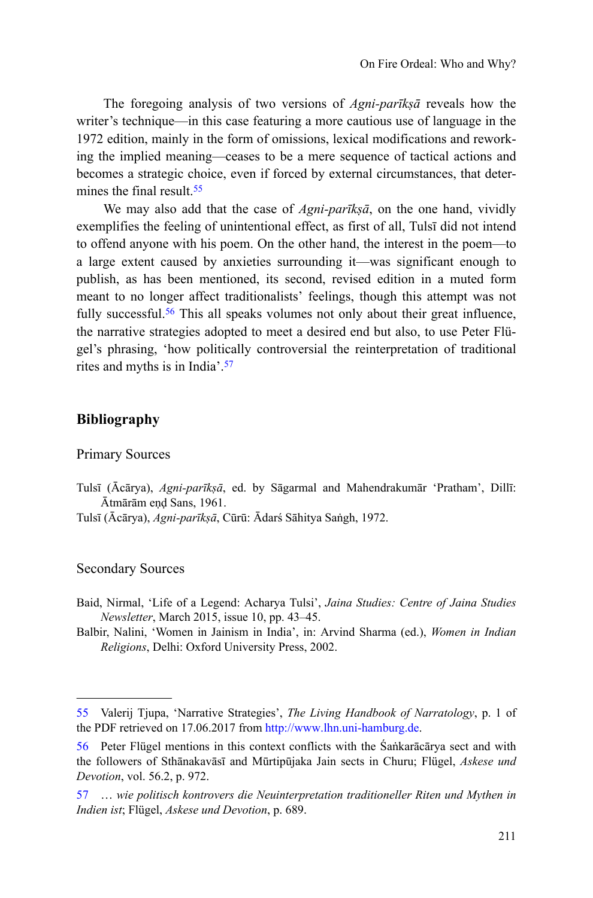The foregoing analysis of two versions of *Agni-parīkṣā* reveals how the writer's technique—in this case featuring a more cautious use of language in the 1972 edition, mainly in the form of omissions, lexical modifications and reworking the implied meaning—ceases to be a mere sequence of tactical actions and becomes a strategic choice, even if forced by external circumstances, that determines the final result.[55]

We may also add that the case of *Agni-parīkṣā*, on the one hand, vividly exemplifies the feeling of unintentional effect, as first of all, Tulsī did not intend to offend anyone with his poem. On the other hand, the interest in the poem—to a large extent caused by anxieties surrounding it—was significant enough to publish, as has been mentioned, its second, revised edition in a muted form meant to no longer affect traditionalists' feelings, though this attempt was not fully successful.[56] This all speaks volumes not only about their great influence, the narrative strategies adopted to meet a desired end but also, to use Peter Flügel's phrasing, 'how politically controversial the reinterpretation of traditional rites and myths is in India'.[57]

## Bibliography

### Primary Sources

Tulsī (Ācārya), *Agni-parīkṣā*, ed. by Sāgarmal and Mahendrakumār 'Pratham', Dillī: Ātmārām eṇḍ Sans, 1961.

Tulsī (Ācārya), *Agni-parīkṣā*, Cūrū: Ādarś Sāhitya Saṅgh, 1972.

### Secondary Sources

Baid, Nirmal, 'Life of a Legend: Acharya Tulsi', *Jaina Studies: Centre of Jaina Studies Newsletter*, March 2015, issue 10, pp. 43–45.

Balbir, Nalini, 'Women in Jainism in India', in: Arvind Sharma (ed.), *Women in Indian Religions*, Delhi: Oxford University Press, 2002.

---

55 Valerij Tjupa, 'Narrative Strategies', *The Living Handbook of Narratology*, p. 1 of the PDF retrieved on 17.06.2017 from http://www.lhn.uni-hamburg.de.

56 Peter Flügel mentions in this context conflicts with the Śaṅkarācārya sect and with the followers of Sthānakavāsī and Mūrtipūjaka Jain sects in Churu; Flügel, *Askese und Devotion*, vol. 56.2, p. 972.

57 … *wie politisch kontrovers die Neuinterpretation traditioneller Riten und Mythen in Indien ist*; Flügel, *Askese und Devotion*, p. 689.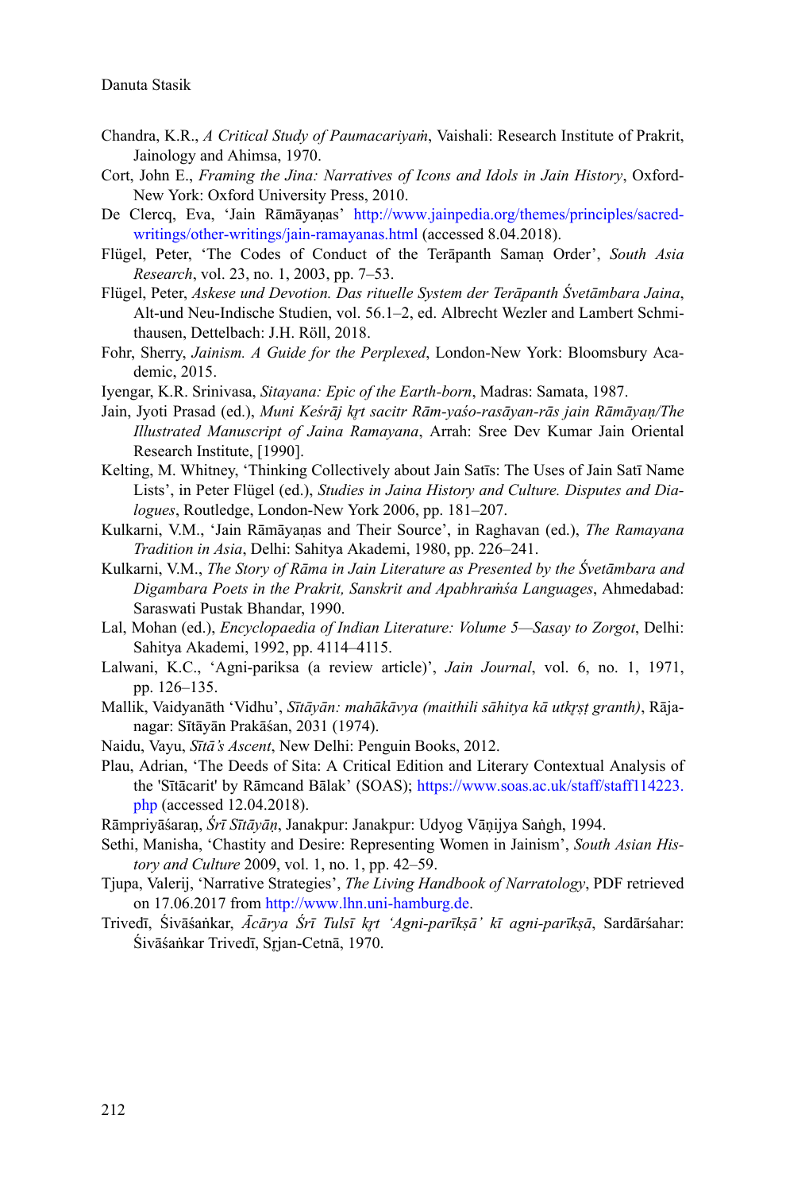Chandra, K.R., *A Critical Study of Paumacariyaṁ*, Vaishali: Research Institute of Prakrit, Jainology and Ahimsa, 1970.

Cort, John E., *Framing the Jina: Narratives of Icons and Idols in Jain History*, Oxford-New York: Oxford University Press, 2010.

De Clercq, Eva, 'Jain Rāmāyaṇas' http://www.jainpedia.org/themes/principles/sacred-writings/other-writings/jain-ramayanas.html (accessed 8.04.2018).

Flügel, Peter, 'The Codes of Conduct of the Terāpanth Samaṇ Order', *South Asia Research*, vol. 23, no. 1, 2003, pp. 7–53.

Flügel, Peter, *Askese und Devotion. Das rituelle System der Terāpanth Śvetāmbara Jaina*, Alt-und Neu-Indische Studien, vol. 56.1–2, ed. Albrecht Wezler and Lambert Schmithausen, Dettelbach: J.H. Röll, 2018.

Fohr, Sherry, *Jainism. A Guide for the Perplexed*, London-New York: Bloomsbury Academic, 2015.

Iyengar, K.R. Srinivasa, *Sitayana: Epic of the Earth-born*, Madras: Samata, 1987.

Jain, Jyoti Prasad (ed.), *Muni Keśrāj kṛt sacitr Rām-yaśo-rasāyan-rās jain Rāmāyaṇ/The Illustrated Manuscript of Jaina Ramayana*, Arrah: Sree Dev Kumar Jain Oriental Research Institute, [1990].

Kelting, M. Whitney, 'Thinking Collectively about Jain Satīs: The Uses of Jain Satī Name Lists', in Peter Flügel (ed.), *Studies in Jaina History and Culture. Disputes and Dialogues*, Routledge, London-New York 2006, pp. 181–207.

Kulkarni, V.M., 'Jain Rāmāyaṇas and Their Source', in Raghavan (ed.), *The Ramayana Tradition in Asia*, Delhi: Sahitya Akademi, 1980, pp. 226–241.

Kulkarni, V.M., *The Story of Rāma in Jain Literature as Presented by the Śvetāmbara and Digambara Poets in the Prakrit, Sanskrit and Apabhraṁśa Languages*, Ahmedabad: Saraswati Pustak Bhandar, 1990.

Lal, Mohan (ed.), *Encyclopaedia of Indian Literature: Volume 5—Sasay to Zorgot*, Delhi: Sahitya Akademi, 1992, pp. 4114–4115.

Lalwani, K.C., 'Agni-pariksa (a review article)', *Jain Journal*, vol. 6, no. 1, 1971, pp. 126–135.

Mallik, Vaidyanāth 'Vidhu', *Sītāyān: mahākāvya (maithili sāhitya kā utkṛṣṭ granth)*, Rājanagar: Sītāyān Prakāśan, 2031 (1974).

Naidu, Vayu, *Sītā's Ascent*, New Delhi: Penguin Books, 2012.

Plau, Adrian, 'The Deeds of Sita: A Critical Edition and Literary Contextual Analysis of the 'Sītācarit' by Rāmcand Bālak' (SOAS); https://www.soas.ac.uk/staff/staff114223.php (accessed 12.04.2018).

Rāmpriyāśaraṇ, *Śrī Sītāyāṇ*, Janakpur: Janakpur: Udyog Vāṇijya Saṅgh, 1994.

Sethi, Manisha, 'Chastity and Desire: Representing Women in Jainism', *South Asian History and Culture* 2009, vol. 1, no. 1, pp. 42–59.

Tjupa, Valerij, 'Narrative Strategies', *The Living Handbook of Narratology*, PDF retrieved on 17.06.2017 from http://www.lhn.uni-hamburg.de.

Trivedī, Śivāśaṅkar, *Ācārya Śrī Tulsī kṛt 'Agni-parīkṣā' kī agni-parīkṣā*, Sardārśahar: Śivāśaṅkar Trivedī, Sṛjan-Cetnā, 1970.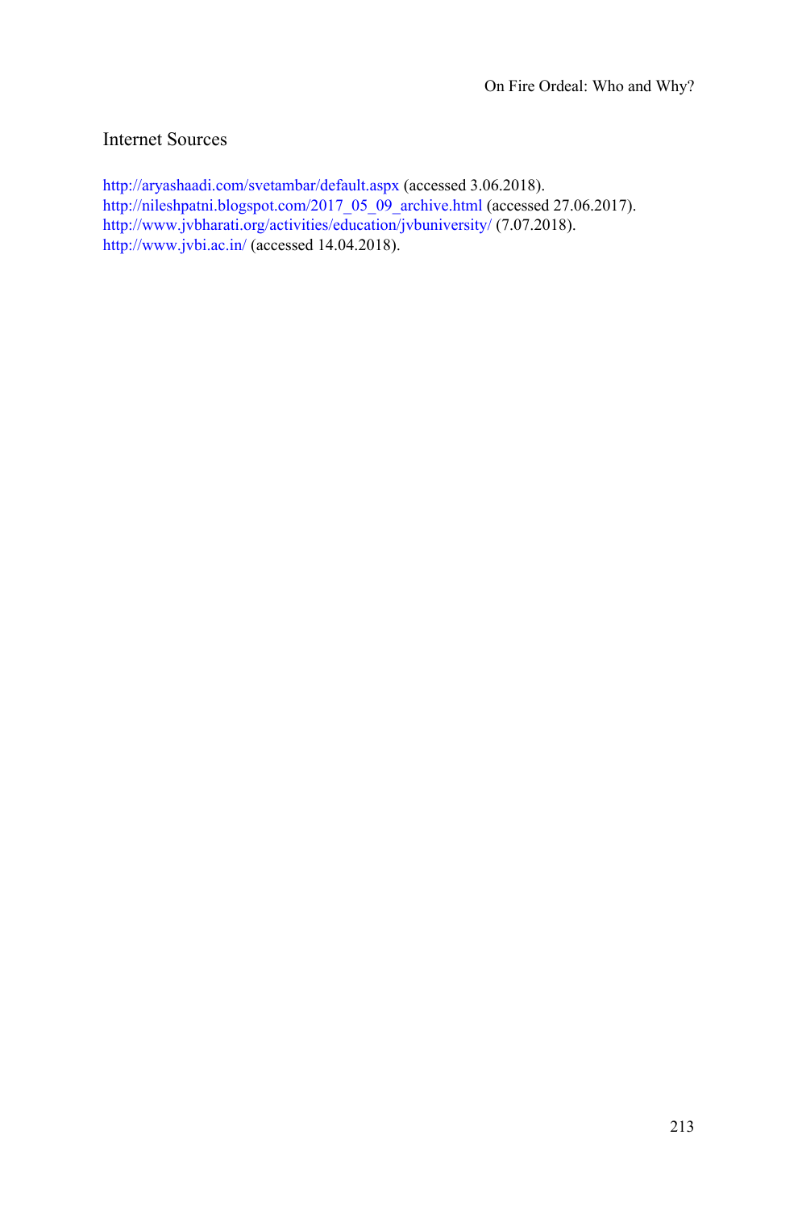## Internet Sources

http://aryashaadi.com/svetambar/default.aspx (accessed 3.06.2018).
http://nileshpatni.blogspot.com/2017_05_09_archive.html (accessed 27.06.2017).
http://www.jvbharati.org/activities/education/jvbuniversity/ (7.07.2018).
http://www.jvbi.ac.in/ (accessed 14.04.2018).